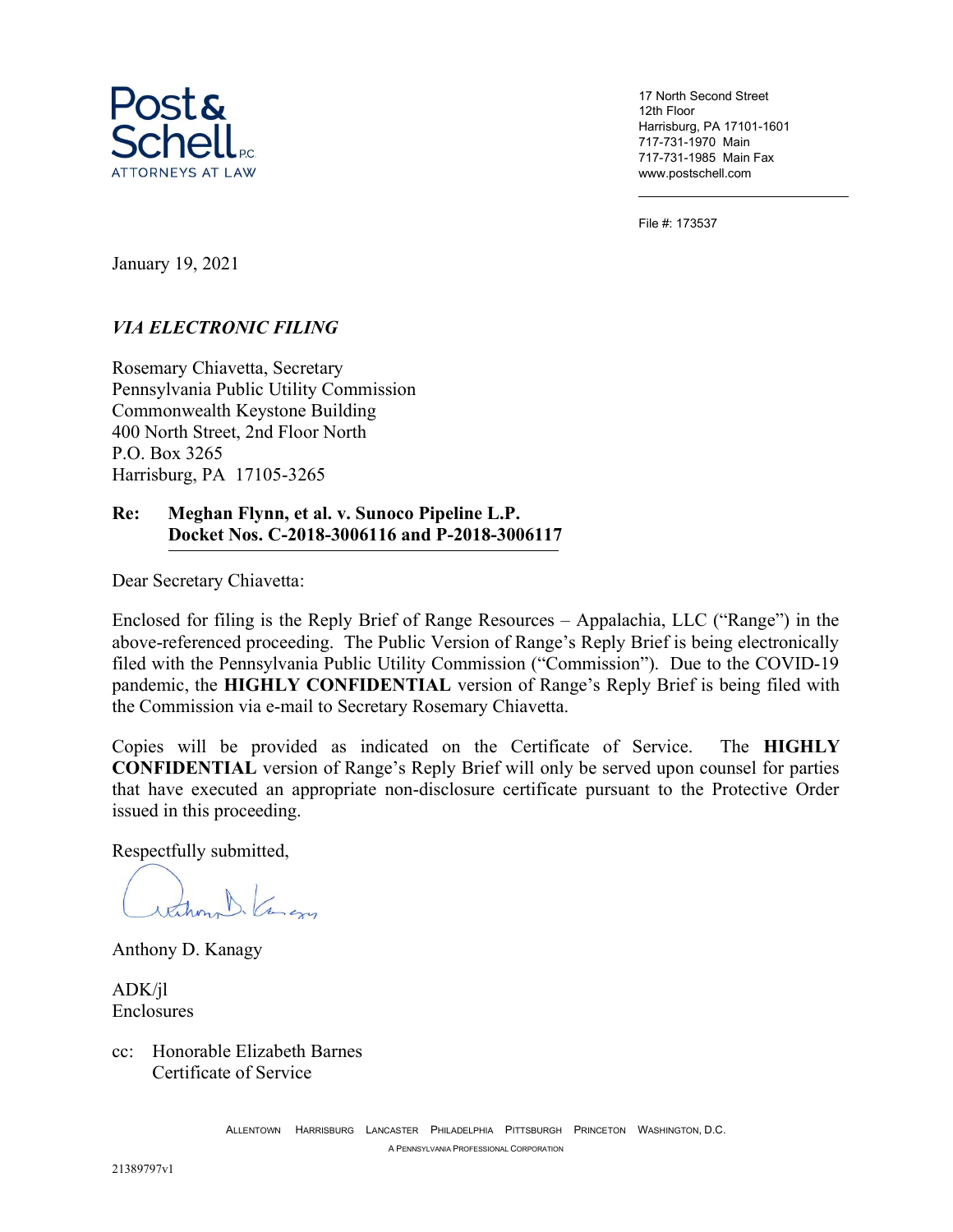**Post & Schell P.C.**
ATTORNEYS AT LAW

17 North Second Street
12th Floor
Harrisburg, PA 17101-1601
717-731-1970 Main
717-731-1985 Main Fax
www.postschell.com

File #: 173537

January 19, 2021

*VIA ELECTRONIC FILING*

Rosemary Chiavetta, Secretary
Pennsylvania Public Utility Commission
Commonwealth Keystone Building
400 North Street, 2nd Floor North
P.O. Box 3265
Harrisburg, PA 17105-3265

**Re: Meghan Flynn, et al. v. Sunoco Pipeline L.P.**
**Docket Nos. C-2018-3006116 and P-2018-3006117**

Dear Secretary Chiavetta:

Enclosed for filing is the Reply Brief of Range Resources – Appalachia, LLC ("Range") in the above-referenced proceeding. The Public Version of Range's Reply Brief is being electronically filed with the Pennsylvania Public Utility Commission ("Commission"). Due to the COVID-19 pandemic, the **HIGHLY CONFIDENTIAL** version of Range's Reply Brief is being filed with the Commission via e-mail to Secretary Rosemary Chiavetta.

Copies will be provided as indicated on the Certificate of Service. The **HIGHLY CONFIDENTIAL** version of Range's Reply Brief will only be served upon counsel for parties that have executed an appropriate non-disclosure certificate pursuant to the Protective Order issued in this proceeding.

Respectfully submitted,

Anthony D. Kanagy

ADK/jl
Enclosures

cc: Honorable Elizabeth Barnes
Certificate of Service

ALLENTOWN HARRISBURG LANCASTER PHILADELPHIA PITTSBURGH PRINCETON WASHINGTON, D.C.
A PENNSYLVANIA PROFESSIONAL CORPORATION

21389797v1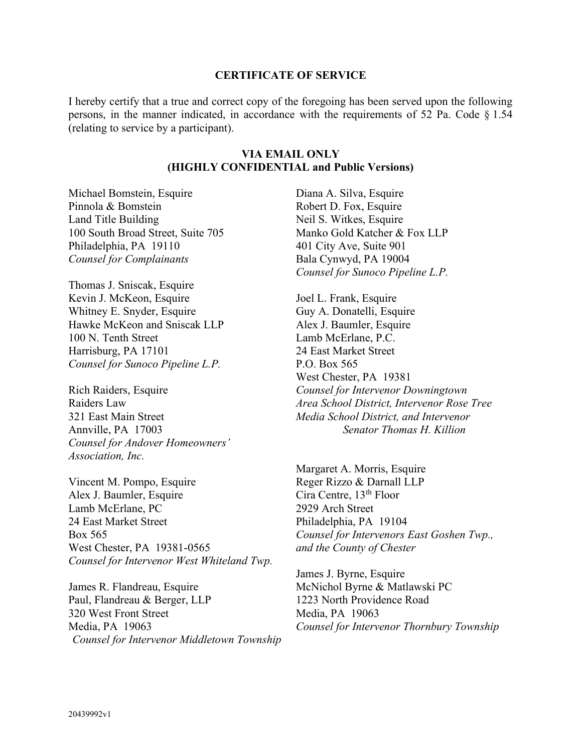## CERTIFICATE OF SERVICE

I hereby certify that a true and correct copy of the foregoing has been served upon the following persons, in the manner indicated, in accordance with the requirements of 52 Pa. Code § 1.54 (relating to service by a participant).

### VIA EMAIL ONLY
### (HIGHLY CONFIDENTIAL and Public Versions)

Michael Bomstein, Esquire
Pinnola & Bomstein
Land Title Building
100 South Broad Street, Suite 705
Philadelphia, PA 19110
*Counsel for Complainants*

Thomas J. Sniscak, Esquire
Kevin J. McKeon, Esquire
Whitney E. Snyder, Esquire
Hawke McKeon and Sniscak LLP
100 N. Tenth Street
Harrisburg, PA 17101
*Counsel for Sunoco Pipeline L.P.*

Rich Raiders, Esquire
Raiders Law
321 East Main Street
Annville, PA 17003
*Counsel for Andover Homeowners' Association, Inc.*

Vincent M. Pompo, Esquire
Alex J. Baumler, Esquire
Lamb McErlane, PC
24 East Market Street
Box 565
West Chester, PA 19381-0565
*Counsel for Intervenor West Whiteland Twp.*

James R. Flandreau, Esquire
Paul, Flandreau & Berger, LLP
320 West Front Street
Media, PA 19063
*Counsel for Intervenor Middletown Township*

Diana A. Silva, Esquire
Robert D. Fox, Esquire
Neil S. Witkes, Esquire
Manko Gold Katcher & Fox LLP
401 City Ave, Suite 901
Bala Cynwyd, PA 19004
*Counsel for Sunoco Pipeline L.P.*

Joel L. Frank, Esquire
Guy A. Donatelli, Esquire
Alex J. Baumler, Esquire
Lamb McErlane, P.C.
24 East Market Street
P.O. Box 565
West Chester, PA 19381
*Counsel for Intervenor Downingtown Area School District, Intervenor Rose Tree Media School District, and Intervenor Senator Thomas H. Killion*

Margaret A. Morris, Esquire
Reger Rizzo & Darnall LLP
Cira Centre, 13th Floor
2929 Arch Street
Philadelphia, PA 19104
*Counsel for Intervenors East Goshen Twp., and the County of Chester*

James J. Byrne, Esquire
McNichol Byrne & Matlawski PC
1223 North Providence Road
Media, PA 19063
*Counsel for Intervenor Thornbury Township*

20439992v1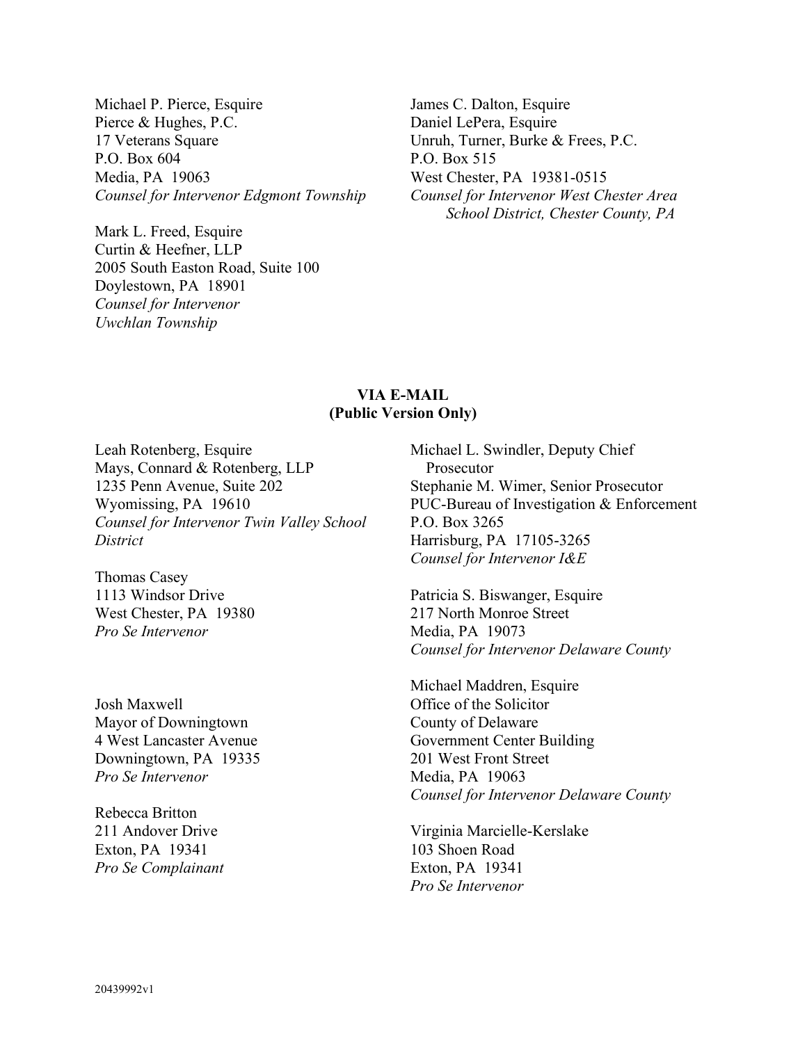Michael P. Pierce, Esquire
Pierce & Hughes, P.C.
17 Veterans Square
P.O. Box 604
Media, PA 19063
*Counsel for Intervenor Edgmont Township*

Mark L. Freed, Esquire
Curtin & Heefner, LLP
2005 South Easton Road, Suite 100
Doylestown, PA 18901
*Counsel for Intervenor Uwchlan Township*

James C. Dalton, Esquire
Daniel LePera, Esquire
Unruh, Turner, Burke & Frees, P.C.
P.O. Box 515
West Chester, PA 19381-0515
*Counsel for Intervenor West Chester Area School District, Chester County, PA*

**VIA E-MAIL**
**(Public Version Only)**

Leah Rotenberg, Esquire
Mays, Connard & Rotenberg, LLP
1235 Penn Avenue, Suite 202
Wyomissing, PA 19610
*Counsel for Intervenor Twin Valley School District*

Thomas Casey
1113 Windsor Drive
West Chester, PA 19380
*Pro Se Intervenor*

Josh Maxwell
Mayor of Downingtown
4 West Lancaster Avenue
Downingtown, PA 19335
*Pro Se Intervenor*

Rebecca Britton
211 Andover Drive
Exton, PA 19341
*Pro Se Complainant*

Michael L. Swindler, Deputy Chief Prosecutor
Stephanie M. Wimer, Senior Prosecutor
PUC-Bureau of Investigation & Enforcement
P.O. Box 3265
Harrisburg, PA 17105-3265
*Counsel for Intervenor I&E*

Patricia S. Biswanger, Esquire
217 North Monroe Street
Media, PA 19073
*Counsel for Intervenor Delaware County*

Michael Maddren, Esquire
Office of the Solicitor
County of Delaware
Government Center Building
201 West Front Street
Media, PA 19063
*Counsel for Intervenor Delaware County*

Virginia Marcielle-Kerslake
103 Shoen Road
Exton, PA 19341
*Pro Se Intervenor*

20439992v1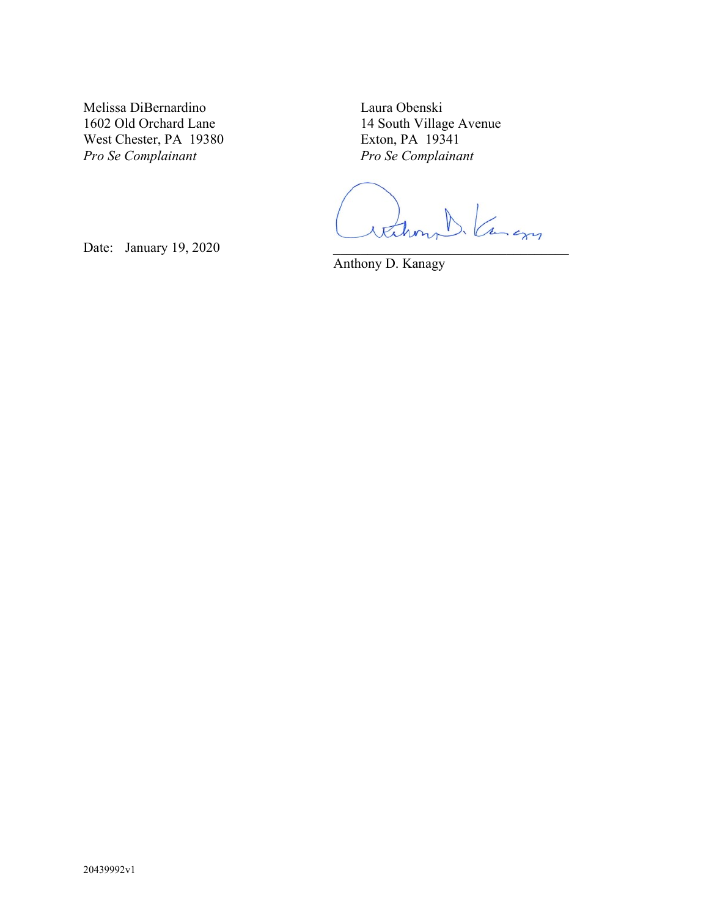Melissa DiBernardino
1602 Old Orchard Lane
West Chester, PA 19380
*Pro Se Complainant*

Laura Obenski
14 South Village Avenue
Exton, PA 19341
*Pro Se Complainant*

Date: January 19, 2020

______________________________
Anthony D. Kanagy

20439992v1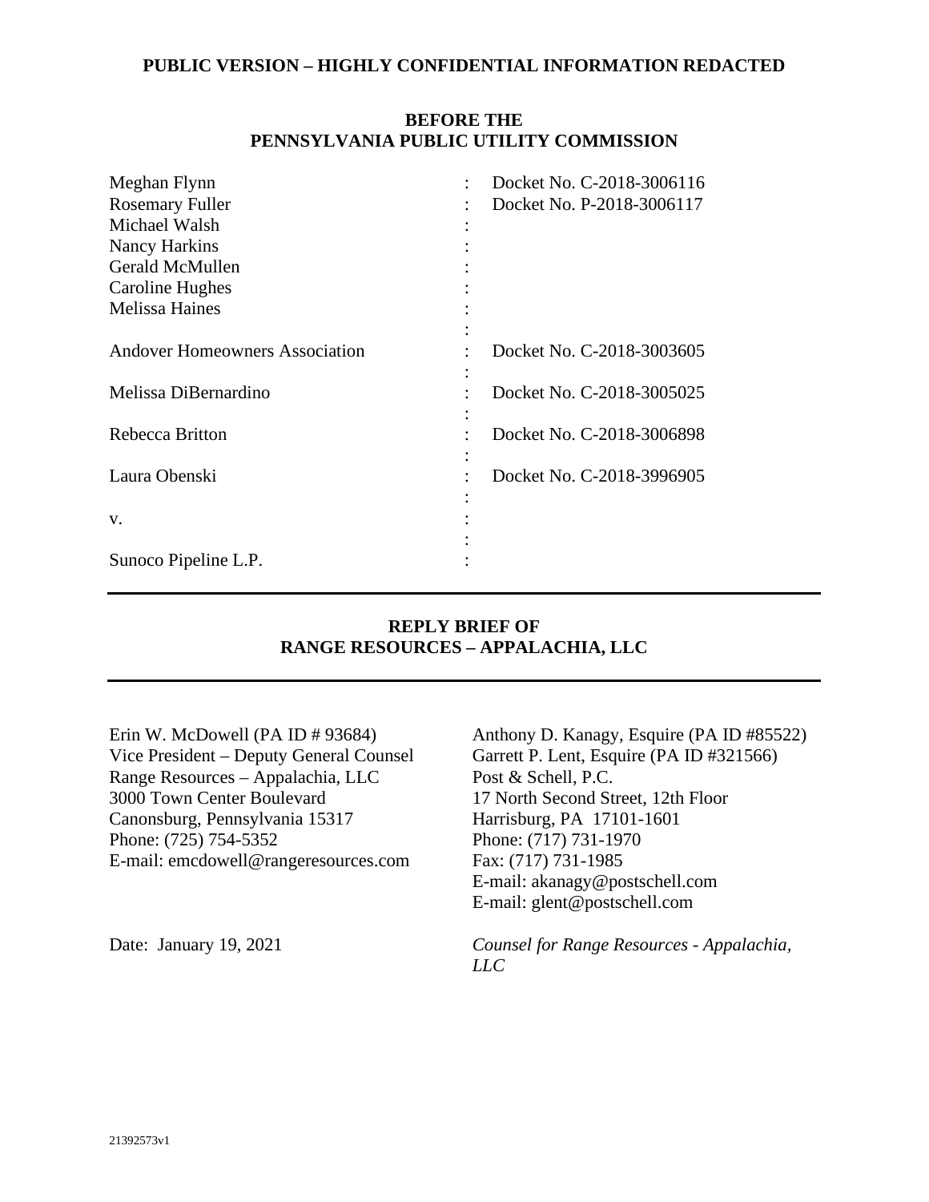**PUBLIC VERSION – HIGHLY CONFIDENTIAL INFORMATION REDACTED**

**BEFORE THE**
**PENNSYLVANIA PUBLIC UTILITY COMMISSION**

| | | |
|---|---|---|
| Meghan Flynn | : | Docket No. C-2018-3006116 |
| Rosemary Fuller | : | Docket No. P-2018-3006117 |
| Michael Walsh | : | |
| Nancy Harkins | : | |
| Gerald McMullen | : | |
| Caroline Hughes | : | |
| Melissa Haines | : | |
| | : | |
| Andover Homeowners Association | : | Docket No. C-2018-3003605 |
| | : | |
| Melissa DiBernardino | : | Docket No. C-2018-3005025 |
| | : | |
| Rebecca Britton | : | Docket No. C-2018-3006898 |
| | : | |
| Laura Obenski | : | Docket No. C-2018-3996905 |
| | : | |
| v. | : | |
| | : | |
| Sunoco Pipeline L.P. | : | |

---

**REPLY BRIEF OF**
**RANGE RESOURCES – APPALACHIA, LLC**

---

Erin W. McDowell (PA ID # 93684)
Vice President – Deputy General Counsel
Range Resources – Appalachia, LLC
3000 Town Center Boulevard
Canonsburg, Pennsylvania 15317
Phone: (725) 754-5352
E-mail: emcdowell@rangeresources.com

Anthony D. Kanagy, Esquire (PA ID #85522)
Garrett P. Lent, Esquire (PA ID #321566)
Post & Schell, P.C.
17 North Second Street, 12th Floor
Harrisburg, PA 17101-1601
Phone: (717) 731-1970
Fax: (717) 731-1985
E-mail: akanagy@postschell.com
E-mail: glent@postschell.com

Date: January 19, 2021

*Counsel for Range Resources - Appalachia, LLC*

21392573v1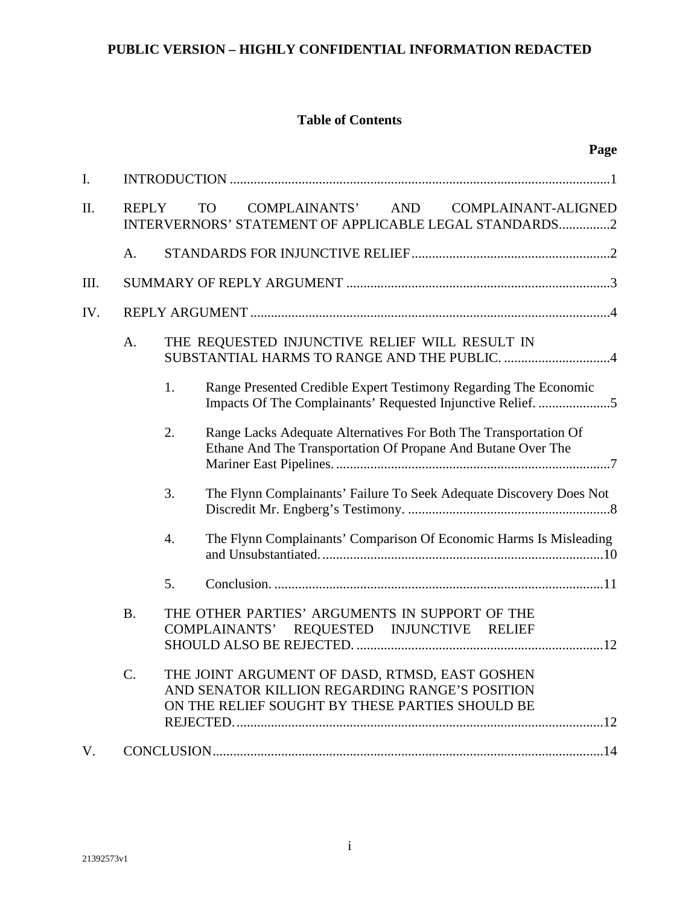**PUBLIC VERSION – HIGHLY CONFIDENTIAL INFORMATION REDACTED**

## Table of Contents

| | | | | Page |
|---|---|---|---|---|
| I. | INTRODUCTION | | | 1 |
| II. | REPLY TO COMPLAINANTS' AND COMPLAINANT-ALIGNED INTERVERNORS' STATEMENT OF APPLICABLE LEGAL STANDARDS | | | 2 |
| | A. | STANDARDS FOR INJUNCTIVE RELIEF | | 2 |
| III. | SUMMARY OF REPLY ARGUMENT | | | 3 |
| IV. | REPLY ARGUMENT | | | 4 |
| | A. | THE REQUESTED INJUNCTIVE RELIEF WILL RESULT IN SUBSTANTIAL HARMS TO RANGE AND THE PUBLIC. | | 4 |
| | | 1. | Range Presented Credible Expert Testimony Regarding The Economic Impacts Of The Complainants' Requested Injunctive Relief. | 5 |
| | | 2. | Range Lacks Adequate Alternatives For Both The Transportation Of Ethane And The Transportation Of Propane And Butane Over The Mariner East Pipelines. | 7 |
| | | 3. | The Flynn Complainants' Failure To Seek Adequate Discovery Does Not Discredit Mr. Engberg's Testimony. | 8 |
| | | 4. | The Flynn Complainants' Comparison Of Economic Harms Is Misleading and Unsubstantiated. | 10 |
| | | 5. | Conclusion. | 11 |
| | B. | THE OTHER PARTIES' ARGUMENTS IN SUPPORT OF THE COMPLAINANTS' REQUESTED INJUNCTIVE RELIEF SHOULD ALSO BE REJECTED. | | 12 |
| | C. | THE JOINT ARGUMENT OF DASD, RTMSD, EAST GOSHEN AND SENATOR KILLION REGARDING RANGE'S POSITION ON THE RELIEF SOUGHT BY THESE PARTIES SHOULD BE REJECTED. | | 12 |
| V. | CONCLUSION | | | 14 |

21392573v1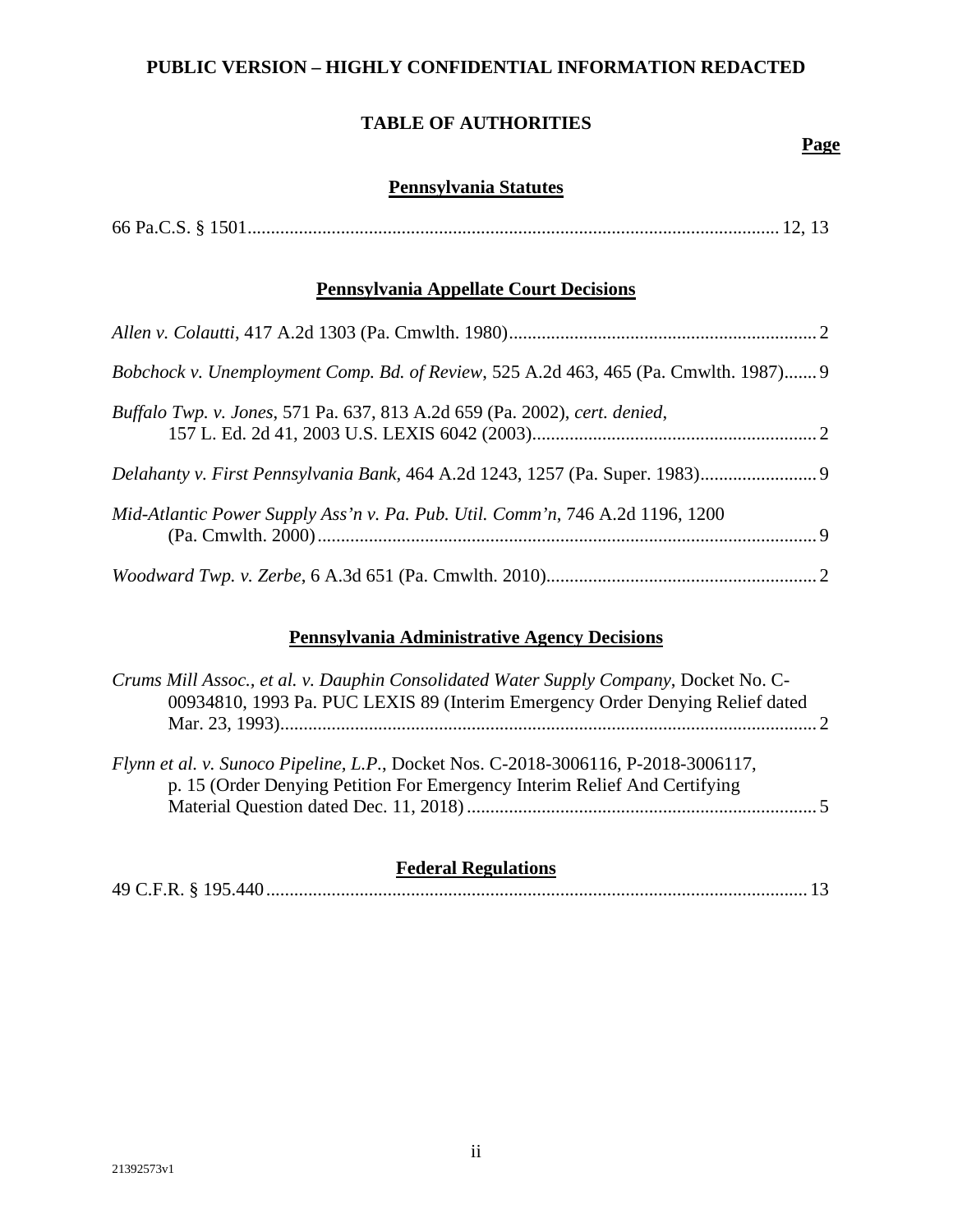**PUBLIC VERSION – HIGHLY CONFIDENTIAL INFORMATION REDACTED**

## TABLE OF AUTHORITIES

**Page**

### Pennsylvania Statutes

66 Pa.C.S. § 1501 .......... 12, 13

### Pennsylvania Appellate Court Decisions

*Allen v. Colautti*, 417 A.2d 1303 (Pa. Cmwlth. 1980) .......... 2

*Bobchock v. Unemployment Comp. Bd. of Review*, 525 A.2d 463, 465 (Pa. Cmwlth. 1987) .......... 9

*Buffalo Twp. v. Jones*, 571 Pa. 637, 813 A.2d 659 (Pa. 2002), *cert. denied*, 157 L. Ed. 2d 41, 2003 U.S. LEXIS 6042 (2003) .......... 2

*Delahanty v. First Pennsylvania Bank*, 464 A.2d 1243, 1257 (Pa. Super. 1983) .......... 9

*Mid-Atlantic Power Supply Ass'n v. Pa. Pub. Util. Comm'n*, 746 A.2d 1196, 1200 (Pa. Cmwlth. 2000) .......... 9

*Woodward Twp. v. Zerbe*, 6 A.3d 651 (Pa. Cmwlth. 2010) .......... 2

### Pennsylvania Administrative Agency Decisions

*Crums Mill Assoc., et al. v. Dauphin Consolidated Water Supply Company*, Docket No. C-00934810, 1993 Pa. PUC LEXIS 89 (Interim Emergency Order Denying Relief dated Mar. 23, 1993) .......... 2

*Flynn et al. v. Sunoco Pipeline, L.P.*, Docket Nos. C-2018-3006116, P-2018-3006117, p. 15 (Order Denying Petition For Emergency Interim Relief And Certifying Material Question dated Dec. 11, 2018) .......... 5

### Federal Regulations

49 C.F.R. § 195.440 .......... 13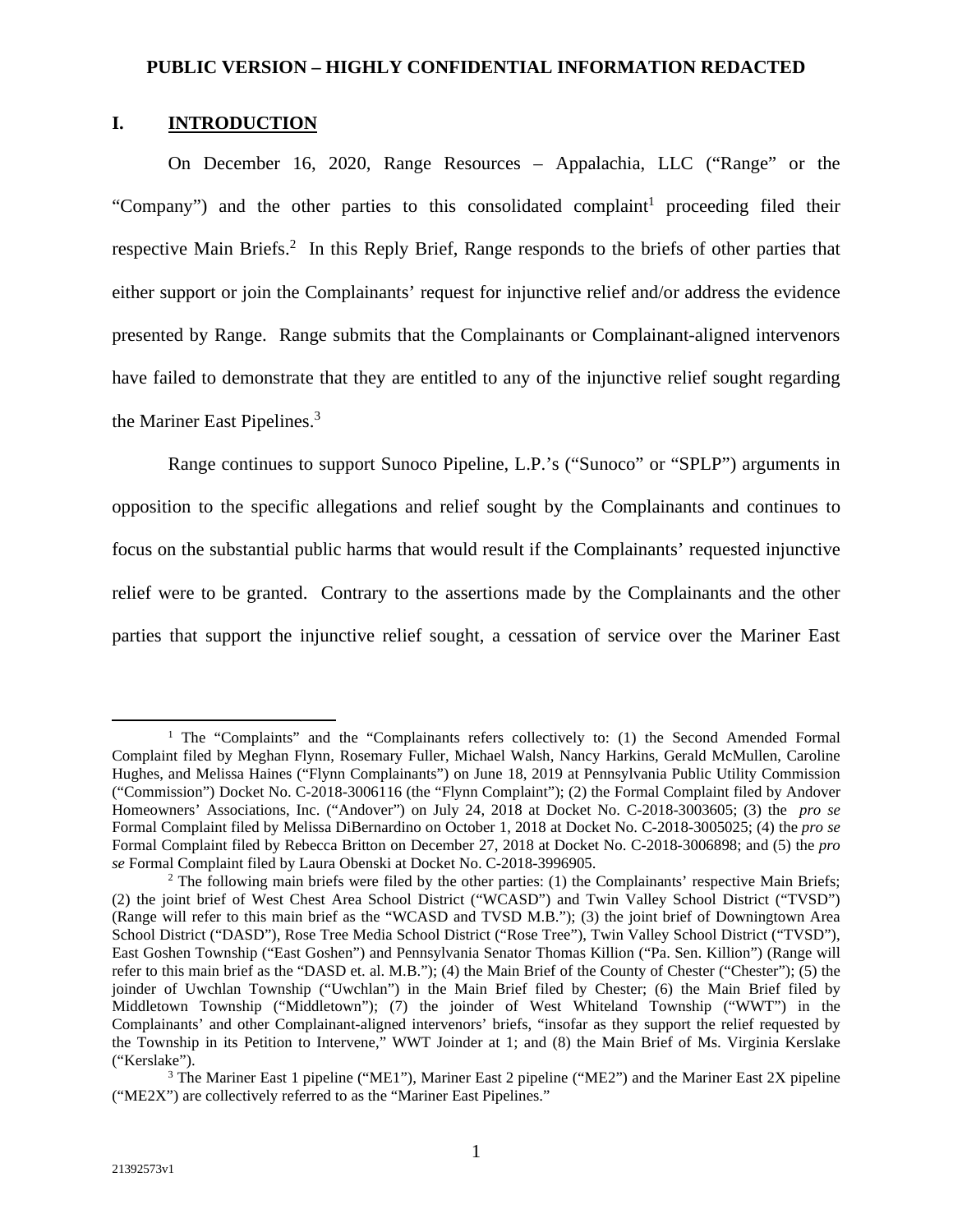**PUBLIC VERSION – HIGHLY CONFIDENTIAL INFORMATION REDACTED**

# I. INTRODUCTION

On December 16, 2020, Range Resources – Appalachia, LLC ("Range" or the "Company") and the other parties to this consolidated complaint[1] proceeding filed their respective Main Briefs.[2] In this Reply Brief, Range responds to the briefs of other parties that either support or join the Complainants' request for injunctive relief and/or address the evidence presented by Range. Range submits that the Complainants or Complainant-aligned intervenors have failed to demonstrate that they are entitled to any of the injunctive relief sought regarding the Mariner East Pipelines.[3]

Range continues to support Sunoco Pipeline, L.P.'s ("Sunoco" or "SPLP") arguments in opposition to the specific allegations and relief sought by the Complainants and continues to focus on the substantial public harms that would result if the Complainants' requested injunctive relief were to be granted. Contrary to the assertions made by the Complainants and the other parties that support the injunctive relief sought, a cessation of service over the Mariner East

---

[1] The "Complaints" and the "Complainants refers collectively to: (1) the Second Amended Formal Complaint filed by Meghan Flynn, Rosemary Fuller, Michael Walsh, Nancy Harkins, Gerald McMullen, Caroline Hughes, and Melissa Haines ("Flynn Complainants") on June 18, 2019 at Pennsylvania Public Utility Commission ("Commission") Docket No. C-2018-3006116 (the "Flynn Complaint"); (2) the Formal Complaint filed by Andover Homeowners' Associations, Inc. ("Andover") on July 24, 2018 at Docket No. C-2018-3003605; (3) the *pro se* Formal Complaint filed by Melissa DiBernardino on October 1, 2018 at Docket No. C-2018-3005025; (4) the *pro se* Formal Complaint filed by Rebecca Britton on December 27, 2018 at Docket No. C-2018-3006898; and (5) the *pro se* Formal Complaint filed by Laura Obenski at Docket No. C-2018-3996905.

[2] The following main briefs were filed by the other parties: (1) the Complainants' respective Main Briefs; (2) the joint brief of West Chest Area School District ("WCASD") and Twin Valley School District ("TVSD") (Range will refer to this main brief as the "WCASD and TVSD M.B."); (3) the joint brief of Downingtown Area School District ("DASD"), Rose Tree Media School District ("Rose Tree"), Twin Valley School District ("TVSD"), East Goshen Township ("East Goshen") and Pennsylvania Senator Thomas Killion ("Pa. Sen. Killion") (Range will refer to this main brief as the "DASD et. al. M.B."); (4) the Main Brief of the County of Chester ("Chester"); (5) the joinder of Uwchlan Township ("Uwchlan") in the Main Brief filed by Chester; (6) the Main Brief filed by Middletown Township ("Middletown"); (7) the joinder of West Whiteland Township ("WWT") in the Complainants' and other Complainant-aligned intervenors' briefs, "insofar as they support the relief requested by the Township in its Petition to Intervene," WWT Joinder at 1; and (8) the Main Brief of Ms. Virginia Kerslake ("Kerslake").

[3] The Mariner East 1 pipeline ("ME1"), Mariner East 2 pipeline ("ME2") and the Mariner East 2X pipeline ("ME2X") are collectively referred to as the "Mariner East Pipelines."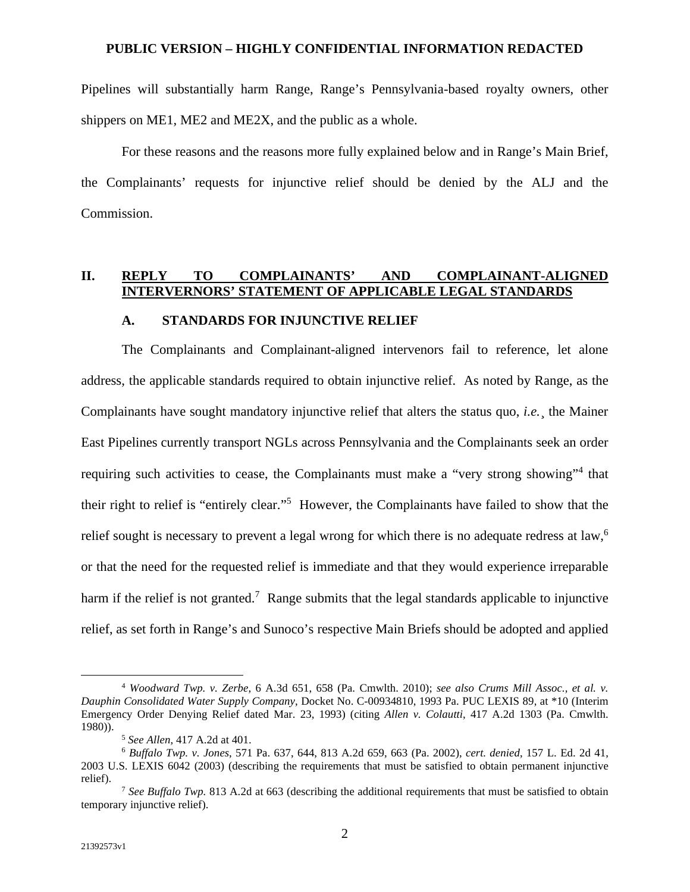Pipelines will substantially harm Range, Range's Pennsylvania-based royalty owners, other shippers on ME1, ME2 and ME2X, and the public as a whole.

For these reasons and the reasons more fully explained below and in Range's Main Brief, the Complainants' requests for injunctive relief should be denied by the ALJ and the Commission.

## II. REPLY TO COMPLAINANTS' AND COMPLAINANT-ALIGNED INTERVERNORS' STATEMENT OF APPLICABLE LEGAL STANDARDS

### A. STANDARDS FOR INJUNCTIVE RELIEF

The Complainants and Complainant-aligned intervenors fail to reference, let alone address, the applicable standards required to obtain injunctive relief. As noted by Range, as the Complainants have sought mandatory injunctive relief that alters the status quo, *i.e.*¸ the Mainer East Pipelines currently transport NGLs across Pennsylvania and the Complainants seek an order requiring such activities to cease, the Complainants must make a "very strong showing"[4] that their right to relief is "entirely clear."[5] However, the Complainants have failed to show that the relief sought is necessary to prevent a legal wrong for which there is no adequate redress at law,[6] or that the need for the requested relief is immediate and that they would experience irreparable harm if the relief is not granted.[7] Range submits that the legal standards applicable to injunctive relief, as set forth in Range's and Sunoco's respective Main Briefs should be adopted and applied

[4] *Woodward Twp. v. Zerbe*, 6 A.3d 651, 658 (Pa. Cmwlth. 2010); *see also Crums Mill Assoc., et al. v. Dauphin Consolidated Water Supply Company*, Docket No. C-00934810, 1993 Pa. PUC LEXIS 89, at *10 (Interim Emergency Order Denying Relief dated Mar. 23, 1993) (citing *Allen v. Colautti*, 417 A.2d 1303 (Pa. Cmwlth. 1980)).

[5] *See Allen*, 417 A.2d at 401.

[6] *Buffalo Twp. v. Jones*, 571 Pa. 637, 644, 813 A.2d 659, 663 (Pa. 2002), *cert. denied*, 157 L. Ed. 2d 41, 2003 U.S. LEXIS 6042 (2003) (describing the requirements that must be satisfied to obtain permanent injunctive relief).

[7] *See Buffalo Twp.* 813 A.2d at 663 (describing the additional requirements that must be satisfied to obtain temporary injunctive relief).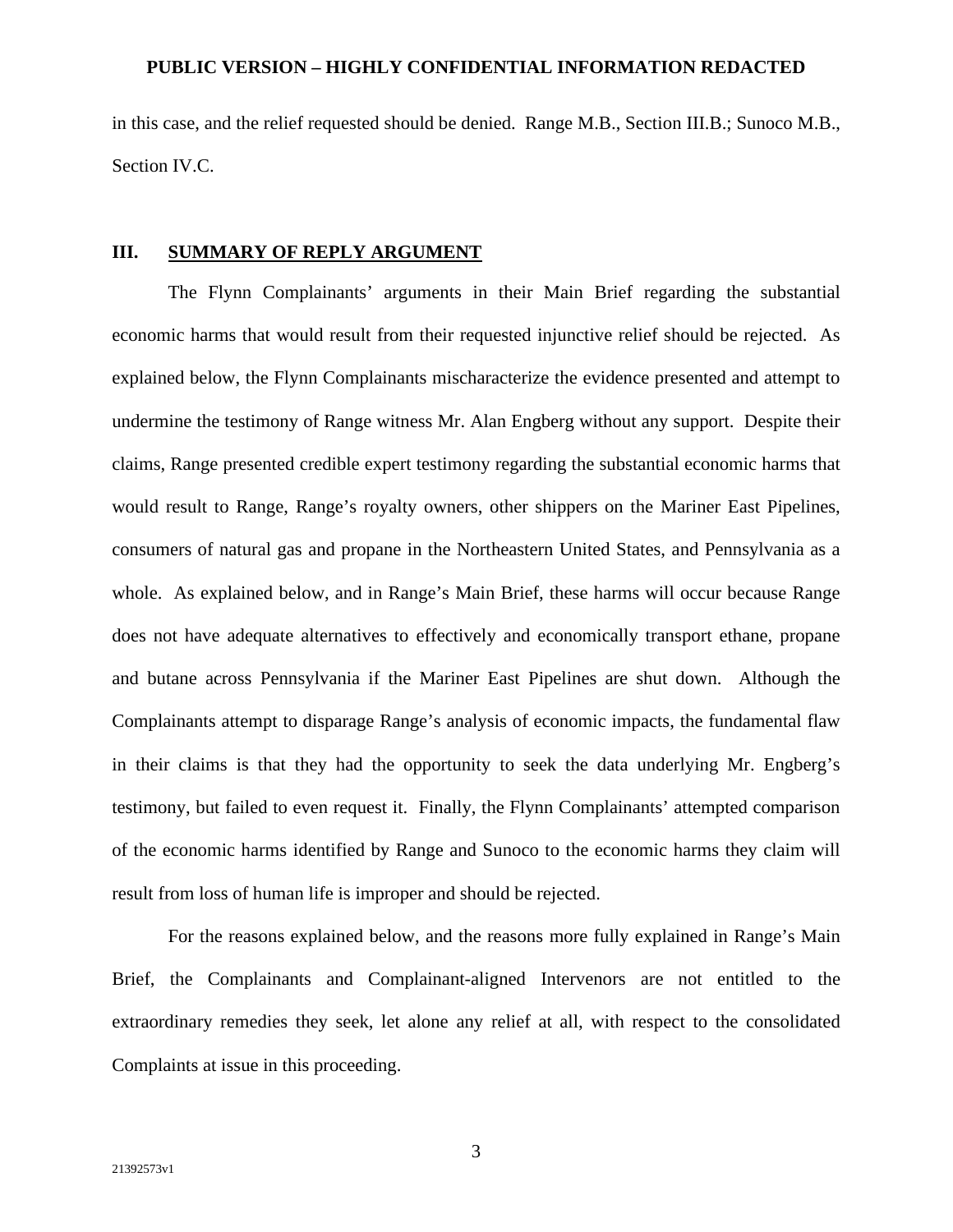in this case, and the relief requested should be denied. Range M.B., Section III.B.; Sunoco M.B., Section IV.C.

## III. SUMMARY OF REPLY ARGUMENT

The Flynn Complainants' arguments in their Main Brief regarding the substantial economic harms that would result from their requested injunctive relief should be rejected. As explained below, the Flynn Complainants mischaracterize the evidence presented and attempt to undermine the testimony of Range witness Mr. Alan Engberg without any support. Despite their claims, Range presented credible expert testimony regarding the substantial economic harms that would result to Range, Range's royalty owners, other shippers on the Mariner East Pipelines, consumers of natural gas and propane in the Northeastern United States, and Pennsylvania as a whole. As explained below, and in Range's Main Brief, these harms will occur because Range does not have adequate alternatives to effectively and economically transport ethane, propane and butane across Pennsylvania if the Mariner East Pipelines are shut down. Although the Complainants attempt to disparage Range's analysis of economic impacts, the fundamental flaw in their claims is that they had the opportunity to seek the data underlying Mr. Engberg's testimony, but failed to even request it. Finally, the Flynn Complainants' attempted comparison of the economic harms identified by Range and Sunoco to the economic harms they claim will result from loss of human life is improper and should be rejected.

For the reasons explained below, and the reasons more fully explained in Range's Main Brief, the Complainants and Complainant-aligned Intervenors are not entitled to the extraordinary remedies they seek, let alone any relief at all, with respect to the consolidated Complaints at issue in this proceeding.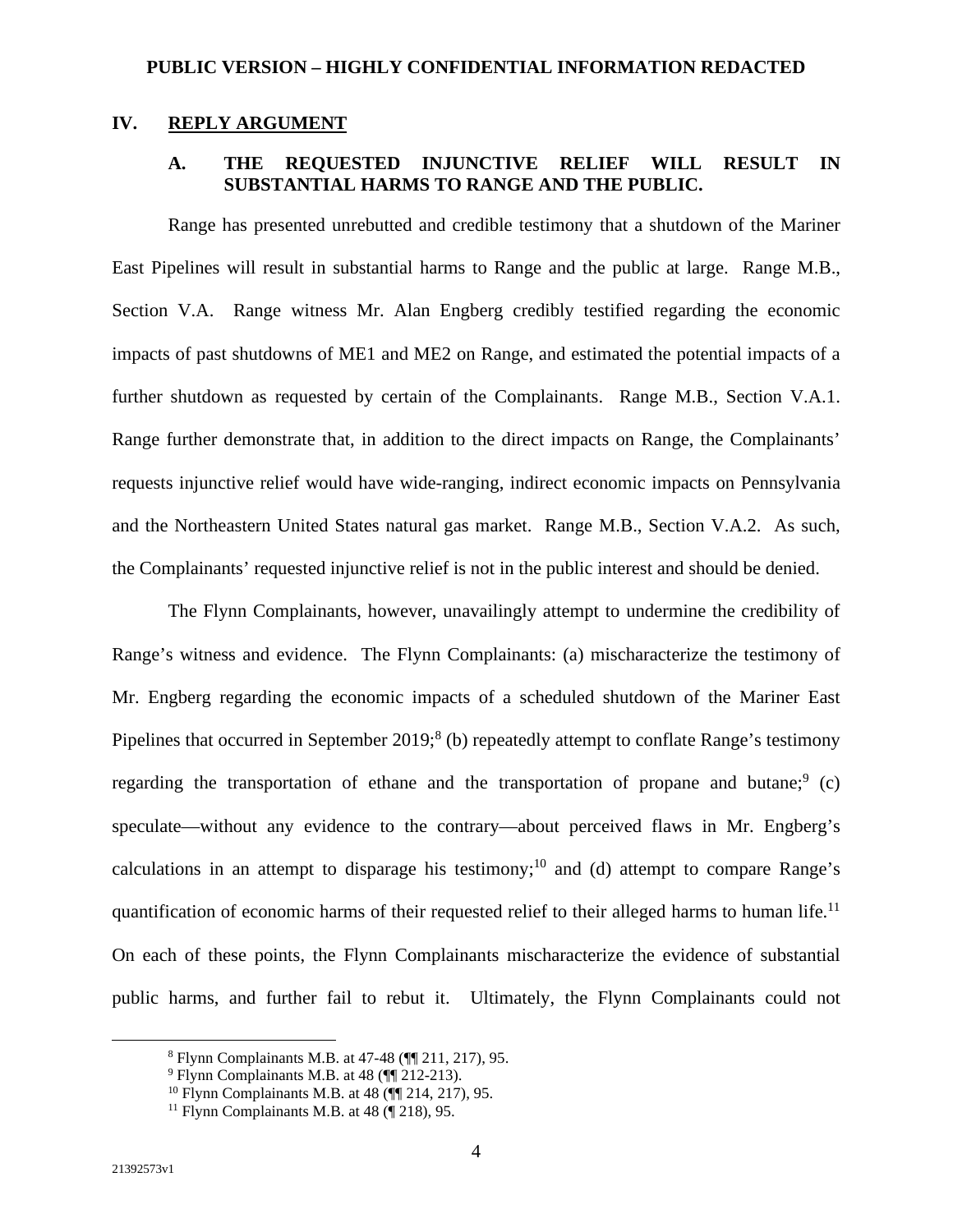**PUBLIC VERSION – HIGHLY CONFIDENTIAL INFORMATION REDACTED**

# IV. REPLY ARGUMENT

## A. THE REQUESTED INJUNCTIVE RELIEF WILL RESULT IN SUBSTANTIAL HARMS TO RANGE AND THE PUBLIC.

Range has presented unrebutted and credible testimony that a shutdown of the Mariner East Pipelines will result in substantial harms to Range and the public at large. Range M.B., Section V.A. Range witness Mr. Alan Engberg credibly testified regarding the economic impacts of past shutdowns of ME1 and ME2 on Range, and estimated the potential impacts of a further shutdown as requested by certain of the Complainants. Range M.B., Section V.A.1. Range further demonstrate that, in addition to the direct impacts on Range, the Complainants' requests injunctive relief would have wide-ranging, indirect economic impacts on Pennsylvania and the Northeastern United States natural gas market. Range M.B., Section V.A.2. As such, the Complainants' requested injunctive relief is not in the public interest and should be denied.

The Flynn Complainants, however, unavailingly attempt to undermine the credibility of Range's witness and evidence. The Flynn Complainants: (a) mischaracterize the testimony of Mr. Engberg regarding the economic impacts of a scheduled shutdown of the Mariner East Pipelines that occurred in September 2019;[8] (b) repeatedly attempt to conflate Range's testimony regarding the transportation of ethane and the transportation of propane and butane;[9] (c) speculate—without any evidence to the contrary—about perceived flaws in Mr. Engberg's calculations in an attempt to disparage his testimony;[10] and (d) attempt to compare Range's quantification of economic harms of their requested relief to their alleged harms to human life.[11] On each of these points, the Flynn Complainants mischaracterize the evidence of substantial public harms, and further fail to rebut it. Ultimately, the Flynn Complainants could not

---

[8] Flynn Complainants M.B. at 47-48 (¶¶ 211, 217), 95.

[9] Flynn Complainants M.B. at 48 (¶¶ 212-213).

[10] Flynn Complainants M.B. at 48 (¶¶ 214, 217), 95.

[11] Flynn Complainants M.B. at 48 (¶ 218), 95.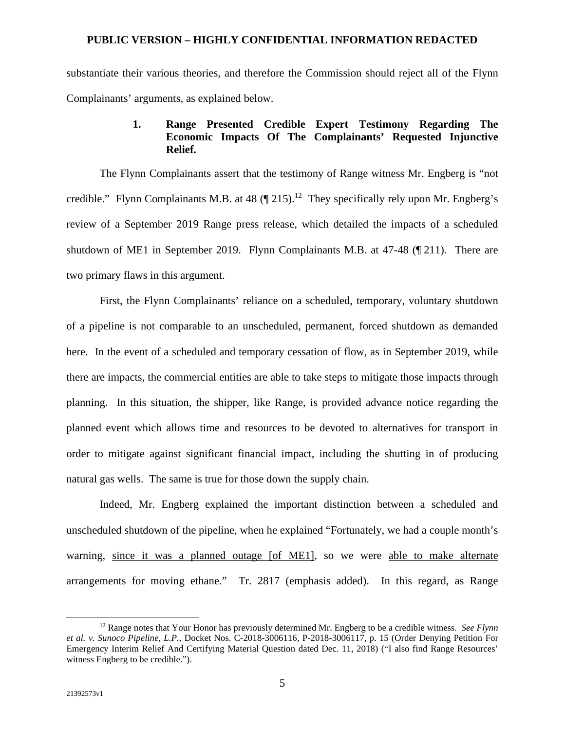substantiate their various theories, and therefore the Commission should reject all of the Flynn Complainants' arguments, as explained below.

### 1. Range Presented Credible Expert Testimony Regarding The Economic Impacts Of The Complainants' Requested Injunctive Relief.

The Flynn Complainants assert that the testimony of Range witness Mr. Engberg is "not credible." Flynn Complainants M.B. at 48 (¶ 215).[12] They specifically rely upon Mr. Engberg's review of a September 2019 Range press release, which detailed the impacts of a scheduled shutdown of ME1 in September 2019. Flynn Complainants M.B. at 47-48 (¶ 211). There are two primary flaws in this argument.

First, the Flynn Complainants' reliance on a scheduled, temporary, voluntary shutdown of a pipeline is not comparable to an unscheduled, permanent, forced shutdown as demanded here. In the event of a scheduled and temporary cessation of flow, as in September 2019, while there are impacts, the commercial entities are able to take steps to mitigate those impacts through planning. In this situation, the shipper, like Range, is provided advance notice regarding the planned event which allows time and resources to be devoted to alternatives for transport in order to mitigate against significant financial impact, including the shutting in of producing natural gas wells. The same is true for those down the supply chain.

Indeed, Mr. Engberg explained the important distinction between a scheduled and unscheduled shutdown of the pipeline, when he explained "Fortunately, we had a couple month's warning, <u>since it was a planned outage [of ME1]</u>, so we were <u>able to make alternate arrangements</u> for moving ethane." Tr. 2817 (emphasis added). In this regard, as Range

---

[12] Range notes that Your Honor has previously determined Mr. Engberg to be a credible witness. *See Flynn et al. v. Sunoco Pipeline, L.P.*, Docket Nos. C-2018-3006116, P-2018-3006117, p. 15 (Order Denying Petition For Emergency Interim Relief And Certifying Material Question dated Dec. 11, 2018) ("I also find Range Resources' witness Engberg to be credible.").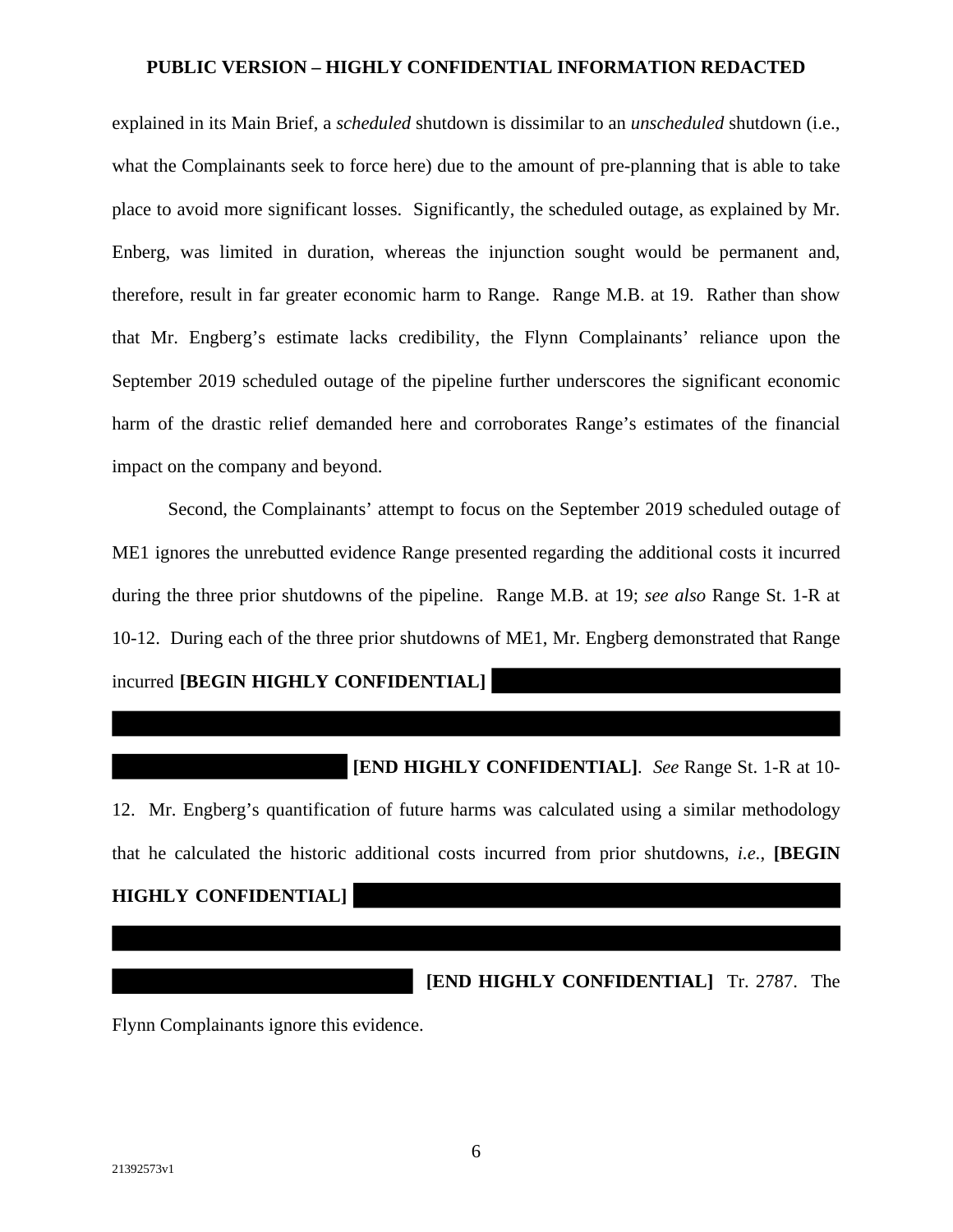explained in its Main Brief, a *scheduled* shutdown is dissimilar to an *unscheduled* shutdown (i.e., what the Complainants seek to force here) due to the amount of pre-planning that is able to take place to avoid more significant losses. Significantly, the scheduled outage, as explained by Mr. Enberg, was limited in duration, whereas the injunction sought would be permanent and, therefore, result in far greater economic harm to Range. Range M.B. at 19. Rather than show that Mr. Engberg's estimate lacks credibility, the Flynn Complainants' reliance upon the September 2019 scheduled outage of the pipeline further underscores the significant economic harm of the drastic relief demanded here and corroborates Range's estimates of the financial impact on the company and beyond.

Second, the Complainants' attempt to focus on the September 2019 scheduled outage of ME1 ignores the unrebutted evidence Range presented regarding the additional costs it incurred during the three prior shutdowns of the pipeline. Range M.B. at 19; *see also* Range St. 1-R at 10-12. During each of the three prior shutdowns of ME1, Mr. Engberg demonstrated that Range incurred **[BEGIN HIGHLY CONFIDENTIAL]** ██████████ **[END HIGHLY CONFIDENTIAL]**. *See* Range St. 1-R at 10-12. Mr. Engberg's quantification of future harms was calculated using a similar methodology that he calculated the historic additional costs incurred from prior shutdowns, *i.e.*, **[BEGIN HIGHLY CONFIDENTIAL]** ██████████ **[END HIGHLY CONFIDENTIAL]** Tr. 2787. The Flynn Complainants ignore this evidence.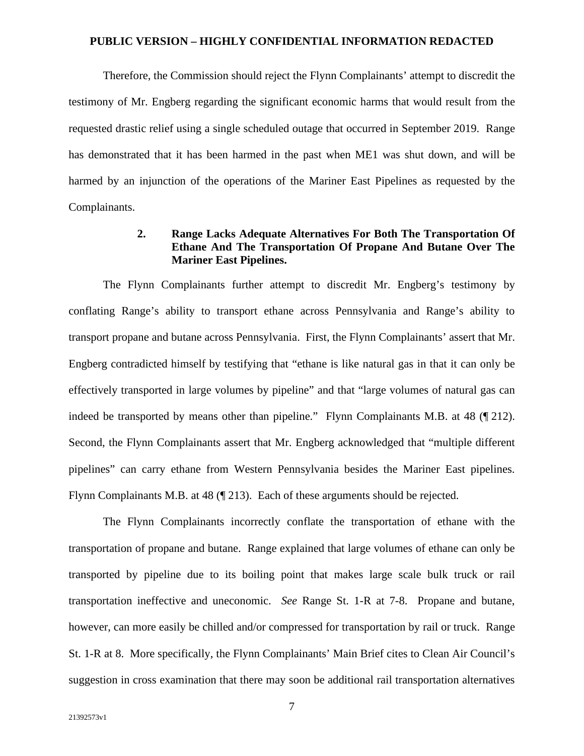Therefore, the Commission should reject the Flynn Complainants' attempt to discredit the testimony of Mr. Engberg regarding the significant economic harms that would result from the requested drastic relief using a single scheduled outage that occurred in September 2019. Range has demonstrated that it has been harmed in the past when ME1 was shut down, and will be harmed by an injunction of the operations of the Mariner East Pipelines as requested by the Complainants.

### 2. Range Lacks Adequate Alternatives For Both The Transportation Of Ethane And The Transportation Of Propane And Butane Over The Mariner East Pipelines.

The Flynn Complainants further attempt to discredit Mr. Engberg's testimony by conflating Range's ability to transport ethane across Pennsylvania and Range's ability to transport propane and butane across Pennsylvania. First, the Flynn Complainants' assert that Mr. Engberg contradicted himself by testifying that "ethane is like natural gas in that it can only be effectively transported in large volumes by pipeline" and that "large volumes of natural gas can indeed be transported by means other than pipeline." Flynn Complainants M.B. at 48 (¶ 212). Second, the Flynn Complainants assert that Mr. Engberg acknowledged that "multiple different pipelines" can carry ethane from Western Pennsylvania besides the Mariner East pipelines. Flynn Complainants M.B. at 48 (¶ 213). Each of these arguments should be rejected.

The Flynn Complainants incorrectly conflate the transportation of ethane with the transportation of propane and butane. Range explained that large volumes of ethane can only be transported by pipeline due to its boiling point that makes large scale bulk truck or rail transportation ineffective and uneconomic. *See* Range St. 1-R at 7-8. Propane and butane, however, can more easily be chilled and/or compressed for transportation by rail or truck. Range St. 1-R at 8. More specifically, the Flynn Complainants' Main Brief cites to Clean Air Council's suggestion in cross examination that there may soon be additional rail transportation alternatives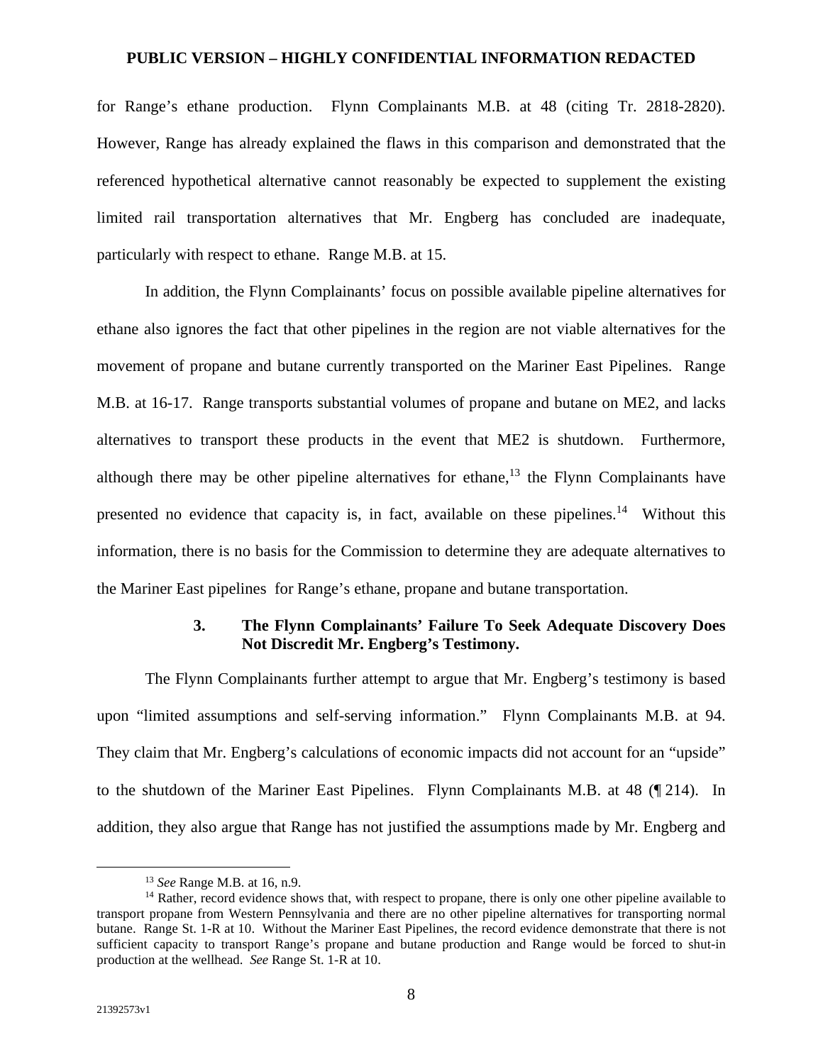for Range's ethane production. Flynn Complainants M.B. at 48 (citing Tr. 2818-2820). However, Range has already explained the flaws in this comparison and demonstrated that the referenced hypothetical alternative cannot reasonably be expected to supplement the existing limited rail transportation alternatives that Mr. Engberg has concluded are inadequate, particularly with respect to ethane. Range M.B. at 15.

In addition, the Flynn Complainants' focus on possible available pipeline alternatives for ethane also ignores the fact that other pipelines in the region are not viable alternatives for the movement of propane and butane currently transported on the Mariner East Pipelines. Range M.B. at 16-17. Range transports substantial volumes of propane and butane on ME2, and lacks alternatives to transport these products in the event that ME2 is shutdown. Furthermore, although there may be other pipeline alternatives for ethane,[13] the Flynn Complainants have presented no evidence that capacity is, in fact, available on these pipelines.[14] Without this information, there is no basis for the Commission to determine they are adequate alternatives to the Mariner East pipelines for Range's ethane, propane and butane transportation.

### 3. The Flynn Complainants' Failure To Seek Adequate Discovery Does Not Discredit Mr. Engberg's Testimony.

The Flynn Complainants further attempt to argue that Mr. Engberg's testimony is based upon "limited assumptions and self-serving information." Flynn Complainants M.B. at 94. They claim that Mr. Engberg's calculations of economic impacts did not account for an "upside" to the shutdown of the Mariner East Pipelines. Flynn Complainants M.B. at 48 (¶ 214). In addition, they also argue that Range has not justified the assumptions made by Mr. Engberg and

---

[13] *See* Range M.B. at 16, n.9.

[14] Rather, record evidence shows that, with respect to propane, there is only one other pipeline available to transport propane from Western Pennsylvania and there are no other pipeline alternatives for transporting normal butane. Range St. 1-R at 10. Without the Mariner East Pipelines, the record evidence demonstrate that there is not sufficient capacity to transport Range's propane and butane production and Range would be forced to shut-in production at the wellhead. *See* Range St. 1-R at 10.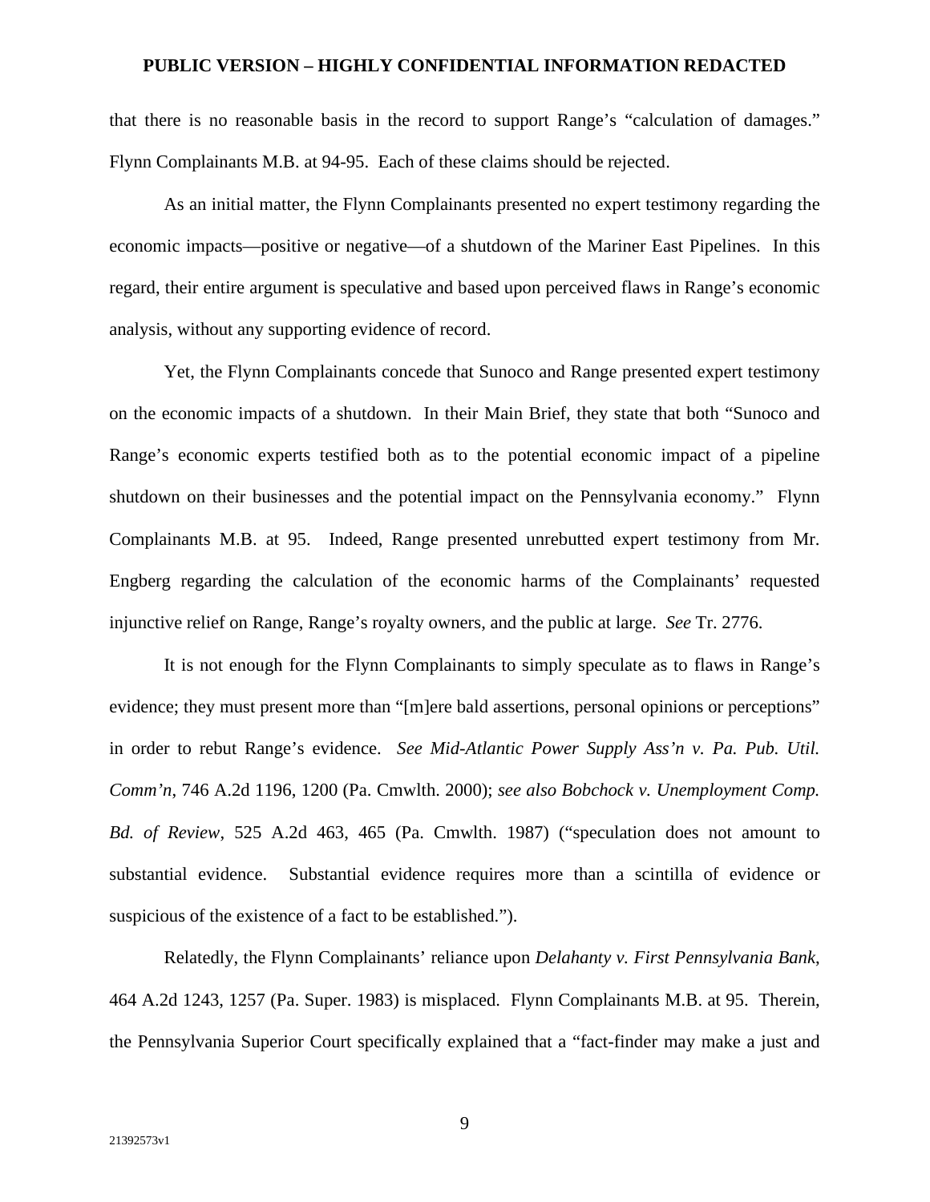that there is no reasonable basis in the record to support Range's "calculation of damages." Flynn Complainants M.B. at 94-95. Each of these claims should be rejected.

As an initial matter, the Flynn Complainants presented no expert testimony regarding the economic impacts—positive or negative—of a shutdown of the Mariner East Pipelines. In this regard, their entire argument is speculative and based upon perceived flaws in Range's economic analysis, without any supporting evidence of record.

Yet, the Flynn Complainants concede that Sunoco and Range presented expert testimony on the economic impacts of a shutdown. In their Main Brief, they state that both "Sunoco and Range's economic experts testified both as to the potential economic impact of a pipeline shutdown on their businesses and the potential impact on the Pennsylvania economy." Flynn Complainants M.B. at 95. Indeed, Range presented unrebutted expert testimony from Mr. Engberg regarding the calculation of the economic harms of the Complainants' requested injunctive relief on Range, Range's royalty owners, and the public at large. *See* Tr. 2776.

It is not enough for the Flynn Complainants to simply speculate as to flaws in Range's evidence; they must present more than "[m]ere bald assertions, personal opinions or perceptions" in order to rebut Range's evidence. *See Mid-Atlantic Power Supply Ass'n v. Pa. Pub. Util. Comm'n*, 746 A.2d 1196, 1200 (Pa. Cmwlth. 2000); *see also Bobchock v. Unemployment Comp. Bd. of Review*, 525 A.2d 463, 465 (Pa. Cmwlth. 1987) ("speculation does not amount to substantial evidence. Substantial evidence requires more than a scintilla of evidence or suspicious of the existence of a fact to be established.").

Relatedly, the Flynn Complainants' reliance upon *Delahanty v. First Pennsylvania Bank*, 464 A.2d 1243, 1257 (Pa. Super. 1983) is misplaced. Flynn Complainants M.B. at 95. Therein, the Pennsylvania Superior Court specifically explained that a "fact-finder may make a just and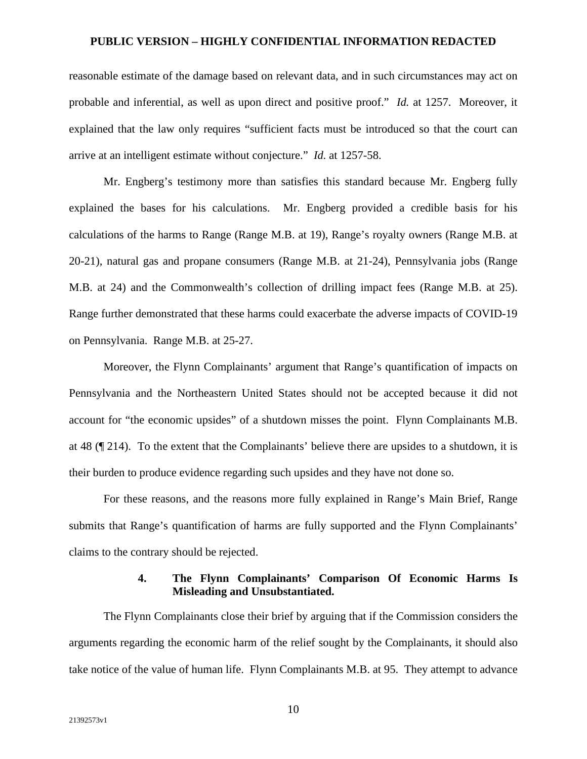reasonable estimate of the damage based on relevant data, and in such circumstances may act on probable and inferential, as well as upon direct and positive proof." *Id.* at 1257. Moreover, it explained that the law only requires "sufficient facts must be introduced so that the court can arrive at an intelligent estimate without conjecture." *Id.* at 1257-58.

Mr. Engberg's testimony more than satisfies this standard because Mr. Engberg fully explained the bases for his calculations. Mr. Engberg provided a credible basis for his calculations of the harms to Range (Range M.B. at 19), Range's royalty owners (Range M.B. at 20-21), natural gas and propane consumers (Range M.B. at 21-24), Pennsylvania jobs (Range M.B. at 24) and the Commonwealth's collection of drilling impact fees (Range M.B. at 25). Range further demonstrated that these harms could exacerbate the adverse impacts of COVID-19 on Pennsylvania. Range M.B. at 25-27.

Moreover, the Flynn Complainants' argument that Range's quantification of impacts on Pennsylvania and the Northeastern United States should not be accepted because it did not account for "the economic upsides" of a shutdown misses the point. Flynn Complainants M.B. at 48 (¶ 214). To the extent that the Complainants' believe there are upsides to a shutdown, it is their burden to produce evidence regarding such upsides and they have not done so.

For these reasons, and the reasons more fully explained in Range's Main Brief, Range submits that Range's quantification of harms are fully supported and the Flynn Complainants' claims to the contrary should be rejected.

#### 4. The Flynn Complainants' Comparison Of Economic Harms Is Misleading and Unsubstantiated.

The Flynn Complainants close their brief by arguing that if the Commission considers the arguments regarding the economic harm of the relief sought by the Complainants, it should also take notice of the value of human life. Flynn Complainants M.B. at 95. They attempt to advance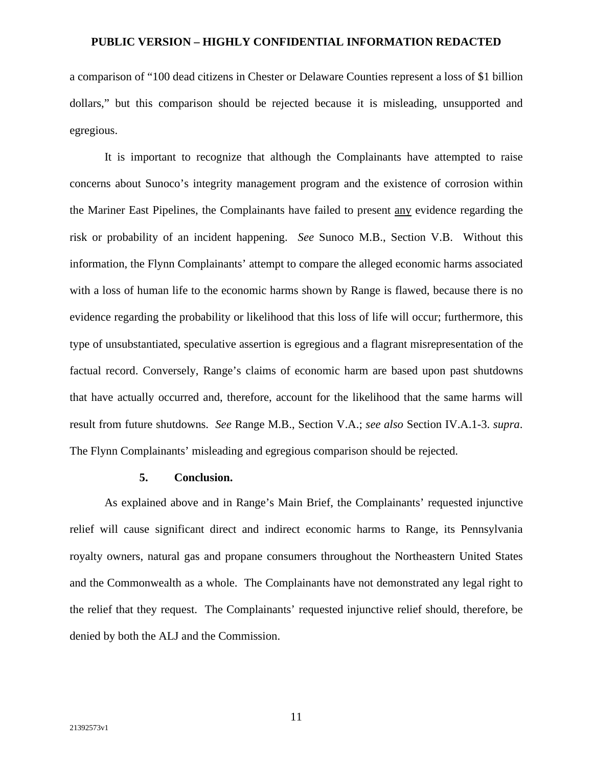a comparison of "100 dead citizens in Chester or Delaware Counties represent a loss of $1 billion dollars," but this comparison should be rejected because it is misleading, unsupported and egregious.

It is important to recognize that although the Complainants have attempted to raise concerns about Sunoco's integrity management program and the existence of corrosion within the Mariner East Pipelines, the Complainants have failed to present <u>any</u> evidence regarding the risk or probability of an incident happening. *See* Sunoco M.B., Section V.B. Without this information, the Flynn Complainants' attempt to compare the alleged economic harms associated with a loss of human life to the economic harms shown by Range is flawed, because there is no evidence regarding the probability or likelihood that this loss of life will occur; furthermore, this type of unsubstantiated, speculative assertion is egregious and a flagrant misrepresentation of the factual record. Conversely, Range's claims of economic harm are based upon past shutdowns that have actually occurred and, therefore, account for the likelihood that the same harms will result from future shutdowns. *See* Range M.B., Section V.A.; *see also* Section IV.A.1-3. *supra*. The Flynn Complainants' misleading and egregious comparison should be rejected.

**5. Conclusion.**

As explained above and in Range's Main Brief, the Complainants' requested injunctive relief will cause significant direct and indirect economic harms to Range, its Pennsylvania royalty owners, natural gas and propane consumers throughout the Northeastern United States and the Commonwealth as a whole. The Complainants have not demonstrated any legal right to the relief that they request. The Complainants' requested injunctive relief should, therefore, be denied by both the ALJ and the Commission.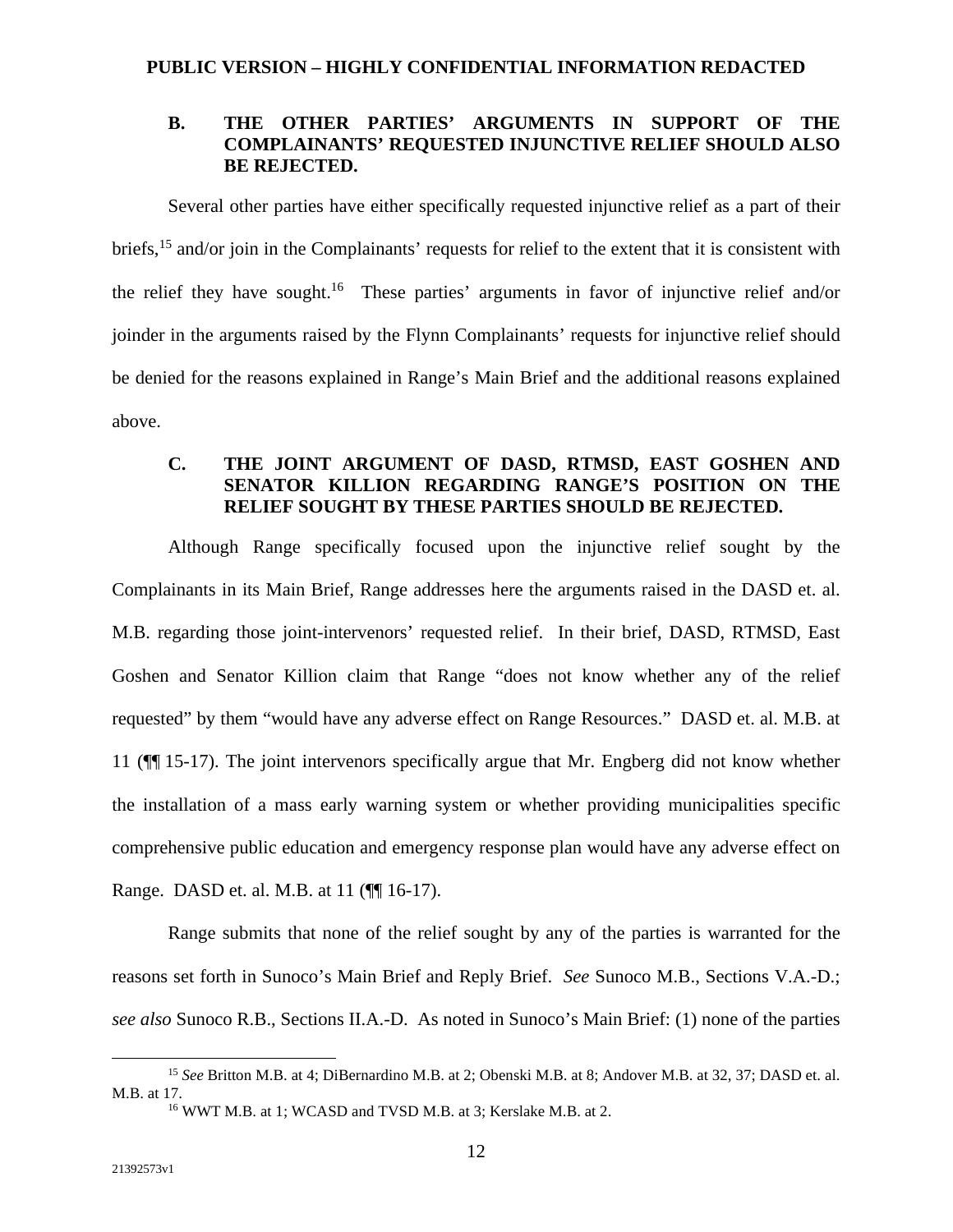### B. THE OTHER PARTIES' ARGUMENTS IN SUPPORT OF THE COMPLAINANTS' REQUESTED INJUNCTIVE RELIEF SHOULD ALSO BE REJECTED.

Several other parties have either specifically requested injunctive relief as a part of their briefs,[15] and/or join in the Complainants' requests for relief to the extent that it is consistent with the relief they have sought.[16] These parties' arguments in favor of injunctive relief and/or joinder in the arguments raised by the Flynn Complainants' requests for injunctive relief should be denied for the reasons explained in Range's Main Brief and the additional reasons explained above.

### C. THE JOINT ARGUMENT OF DASD, RTMSD, EAST GOSHEN AND SENATOR KILLION REGARDING RANGE'S POSITION ON THE RELIEF SOUGHT BY THESE PARTIES SHOULD BE REJECTED.

Although Range specifically focused upon the injunctive relief sought by the Complainants in its Main Brief, Range addresses here the arguments raised in the DASD et. al. M.B. regarding those joint-intervenors' requested relief. In their brief, DASD, RTMSD, East Goshen and Senator Killion claim that Range "does not know whether any of the relief requested" by them "would have any adverse effect on Range Resources." DASD et. al. M.B. at 11 (¶¶ 15-17). The joint intervenors specifically argue that Mr. Engberg did not know whether the installation of a mass early warning system or whether providing municipalities specific comprehensive public education and emergency response plan would have any adverse effect on Range. DASD et. al. M.B. at 11 (¶¶ 16-17).

Range submits that none of the relief sought by any of the parties is warranted for the reasons set forth in Sunoco's Main Brief and Reply Brief. *See* Sunoco M.B., Sections V.A.-D.; *see also* Sunoco R.B., Sections II.A.-D. As noted in Sunoco's Main Brief: (1) none of the parties

---

[15] *See* Britton M.B. at 4; DiBernardino M.B. at 2; Obenski M.B. at 8; Andover M.B. at 32, 37; DASD et. al. M.B. at 17.

[16] WWT M.B. at 1; WCASD and TVSD M.B. at 3; Kerslake M.B. at 2.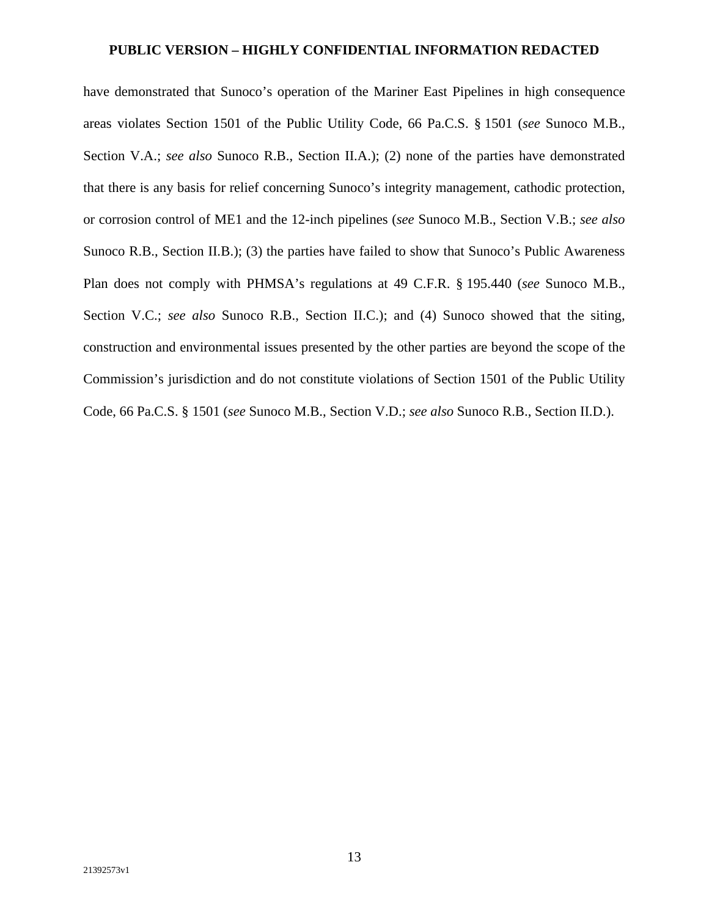have demonstrated that Sunoco's operation of the Mariner East Pipelines in high consequence areas violates Section 1501 of the Public Utility Code, 66 Pa.C.S. § 1501 (*see* Sunoco M.B., Section V.A.; *see also* Sunoco R.B., Section II.A.); (2) none of the parties have demonstrated that there is any basis for relief concerning Sunoco's integrity management, cathodic protection, or corrosion control of ME1 and the 12-inch pipelines (*see* Sunoco M.B., Section V.B.; *see also* Sunoco R.B., Section II.B.); (3) the parties have failed to show that Sunoco's Public Awareness Plan does not comply with PHMSA's regulations at 49 C.F.R. § 195.440 (*see* Sunoco M.B., Section V.C.; *see also* Sunoco R.B., Section II.C.); and (4) Sunoco showed that the siting, construction and environmental issues presented by the other parties are beyond the scope of the Commission's jurisdiction and do not constitute violations of Section 1501 of the Public Utility Code, 66 Pa.C.S. § 1501 (*see* Sunoco M.B., Section V.D.; *see also* Sunoco R.B., Section II.D.).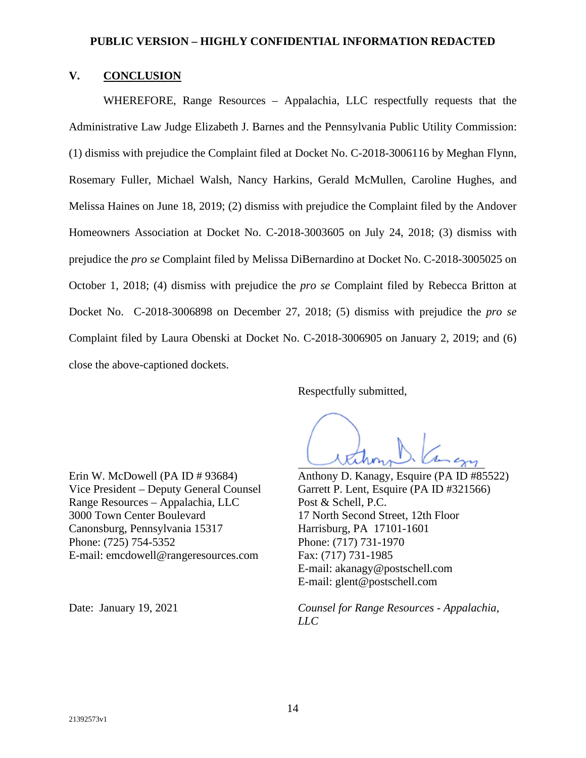**PUBLIC VERSION – HIGHLY CONFIDENTIAL INFORMATION REDACTED**

## V. CONCLUSION

WHEREFORE, Range Resources – Appalachia, LLC respectfully requests that the Administrative Law Judge Elizabeth J. Barnes and the Pennsylvania Public Utility Commission: (1) dismiss with prejudice the Complaint filed at Docket No. C-2018-3006116 by Meghan Flynn, Rosemary Fuller, Michael Walsh, Nancy Harkins, Gerald McMullen, Caroline Hughes, and Melissa Haines on June 18, 2019; (2) dismiss with prejudice the Complaint filed by the Andover Homeowners Association at Docket No. C-2018-3003605 on July 24, 2018; (3) dismiss with prejudice the *pro se* Complaint filed by Melissa DiBernardino at Docket No. C-2018-3005025 on October 1, 2018; (4) dismiss with prejudice the *pro se* Complaint filed by Rebecca Britton at Docket No. C-2018-3006898 on December 27, 2018; (5) dismiss with prejudice the *pro se* Complaint filed by Laura Obenski at Docket No. C-2018-3006905 on January 2, 2019; and (6) close the above-captioned dockets.

Respectfully submitted,

Anthony D. Kanagy, Esquire (PA ID #85522)
Garrett P. Lent, Esquire (PA ID #321566)
Post & Schell, P.C.
17 North Second Street, 12th Floor
Harrisburg, PA 17101-1601
Phone: (717) 731-1970
Fax: (717) 731-1985
E-mail: akanagy@postschell.com
E-mail: glent@postschell.com

*Counsel for Range Resources - Appalachia, LLC*

Erin W. McDowell (PA ID # 93684)
Vice President – Deputy General Counsel
Range Resources – Appalachia, LLC
3000 Town Center Boulevard
Canonsburg, Pennsylvania 15317
Phone: (725) 754-5352
E-mail: emcdowell@rangeresources.com

Date: January 19, 2021

21392573v1